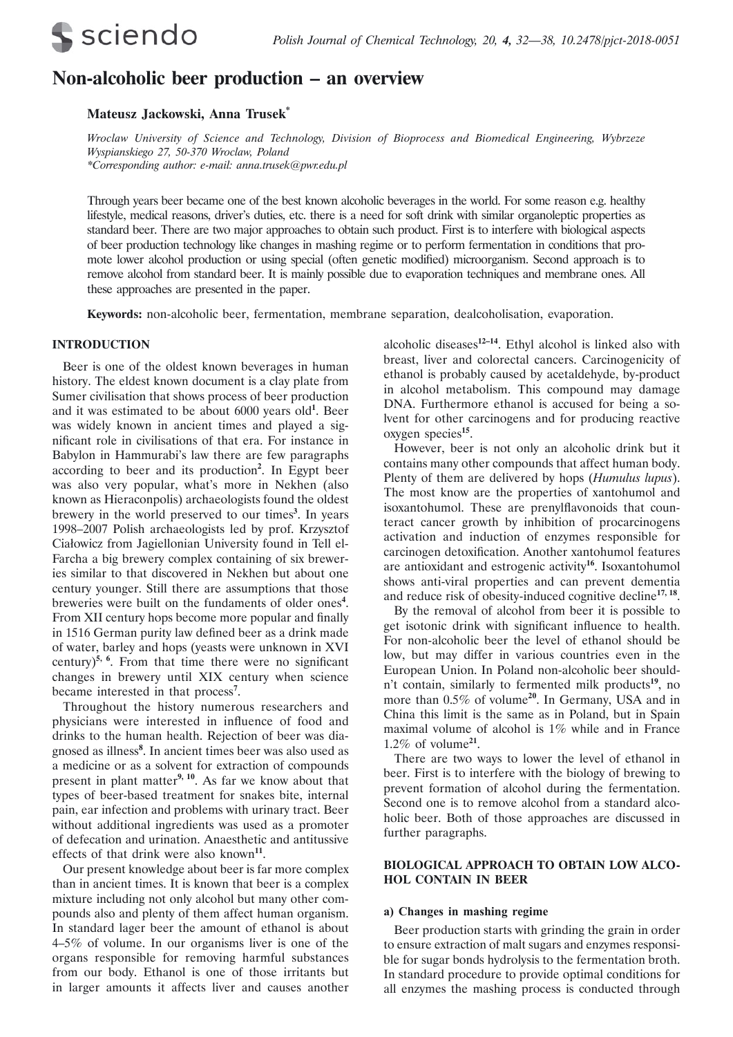# Non-alcoholic beer production – an overview

**Mateusz Jackowski, Anna Trusek***

*Wroclaw University of Science and Technology, Division of Bioprocess and Biomedical Engineering, Wybrzeze Wyspianskiego 27, 50-370 Wroclaw, Poland*
*\*Corresponding author: e-mail: anna.trusek@pwr.edu.pl*

Through years beer became one of the best known alcoholic beverages in the world. For some reason e.g. healthy lifestyle, medical reasons, driver's duties, etc. there is a need for soft drink with similar organoleptic properties as standard beer. There are two major approaches to obtain such product. First is to interfere with biological aspects of beer production technology like changes in mashing regime or to perform fermentation in conditions that promote lower alcohol production or using special (often genetic modified) microorganism. Second approach is to remove alcohol from standard beer. It is mainly possible due to evaporation techniques and membrane ones. All these approaches are presented in the paper.

**Keywords:** non-alcoholic beer, fermentation, membrane separation, dealcoholisation, evaporation.

## INTRODUCTION

Beer is one of the oldest known beverages in human history. The eldest known document is a clay plate from Sumer civilisation that shows process of beer production and it was estimated to be about 6000 years old[1]. Beer was widely known in ancient times and played a significant role in civilisations of that era. For instance in Babylon in Hammurabi's law there are few paragraphs according to beer and its production[2]. In Egypt beer was also very popular, what's more in Nekhen (also known as Hieraconpolis) archaeologists found the oldest brewery in the world preserved to our times[3]. In years 1998–2007 Polish archaeologists led by prof. Krzysztof Ciałowicz from Jagiellonian University found in Tell el-Farcha a big brewery complex containing of six breweries similar to that discovered in Nekhen but about one century younger. Still there are assumptions that those breweries were built on the fundaments of older ones[4]. From XII century hops become more popular and finally in 1516 German purity law defined beer as a drink made of water, barley and hops (yeasts were unknown in XVI century)[5, 6]. From that time there were no significant changes in brewery until XIX century when science became interested in that process[7].

Throughout the history numerous researchers and physicians were interested in influence of food and drinks to the human health. Rejection of beer was diagnosed as illness[8]. In ancient times beer was also used as a medicine or as a solvent for extraction of compounds present in plant matter[9, 10]. As far we know about that types of beer-based treatment for snakes bite, internal pain, ear infection and problems with urinary tract. Beer without additional ingredients was used as a promoter of defecation and urination. Anaesthetic and antitussive effects of that drink were also known[11].

Our present knowledge about beer is far more complex than in ancient times. It is known that beer is a complex mixture including not only alcohol but many other compounds also and plenty of them affect human organism. In standard lager beer the amount of ethanol is about 4–5% of volume. In our organisms liver is one of the organs responsible for removing harmful substances from our body. Ethanol is one of those irritants but in larger amounts it affects liver and causes another alcoholic diseases[12–14]. Ethyl alcohol is linked also with breast, liver and colorectal cancers. Carcinogenicity of ethanol is probably caused by acetaldehyde, by-product in alcohol metabolism. This compound may damage DNA. Furthermore ethanol is accused for being a solvent for other carcinogens and for producing reactive oxygen species[15].

However, beer is not only an alcoholic drink but it contains many other compounds that affect human body. Plenty of them are delivered by hops (*Humulus lupus*). The most know are the properties of xantohumol and isoxantohumol. These are prenylflavonoids that counteract cancer growth by inhibition of procarcinogens activation and induction of enzymes responsible for carcinogen detoxification. Another xantohumol features are antioxidant and estrogenic activity[16]. Isoxantohumol shows anti-viral properties and can prevent dementia and reduce risk of obesity-induced cognitive decline[17, 18].

By the removal of alcohol from beer it is possible to get isotonic drink with significant influence to health. For non-alcoholic beer the level of ethanol should be low, but may differ in various countries even in the European Union. In Poland non-alcoholic beer shouldn't contain, similarly to fermented milk products[19], no more than 0.5% of volume[20]. In Germany, USA and in China this limit is the same as in Poland, but in Spain maximal volume of alcohol is 1% while and in France 1.2% of volume[21].

There are two ways to lower the level of ethanol in beer. First is to interfere with the biology of brewing to prevent formation of alcohol during the fermentation. Second one is to remove alcohol from a standard alcoholic beer. Both of those approaches are discussed in further paragraphs.

## BIOLOGICAL APPROACH TO OBTAIN LOW ALCOHOL CONTAIN IN BEER

### a) Changes in mashing regime

Beer production starts with grinding the grain in order to ensure extraction of malt sugars and enzymes responsible for sugar bonds hydrolysis to the fermentation broth. In standard procedure to provide optimal conditions for all enzymes the mashing process is conducted through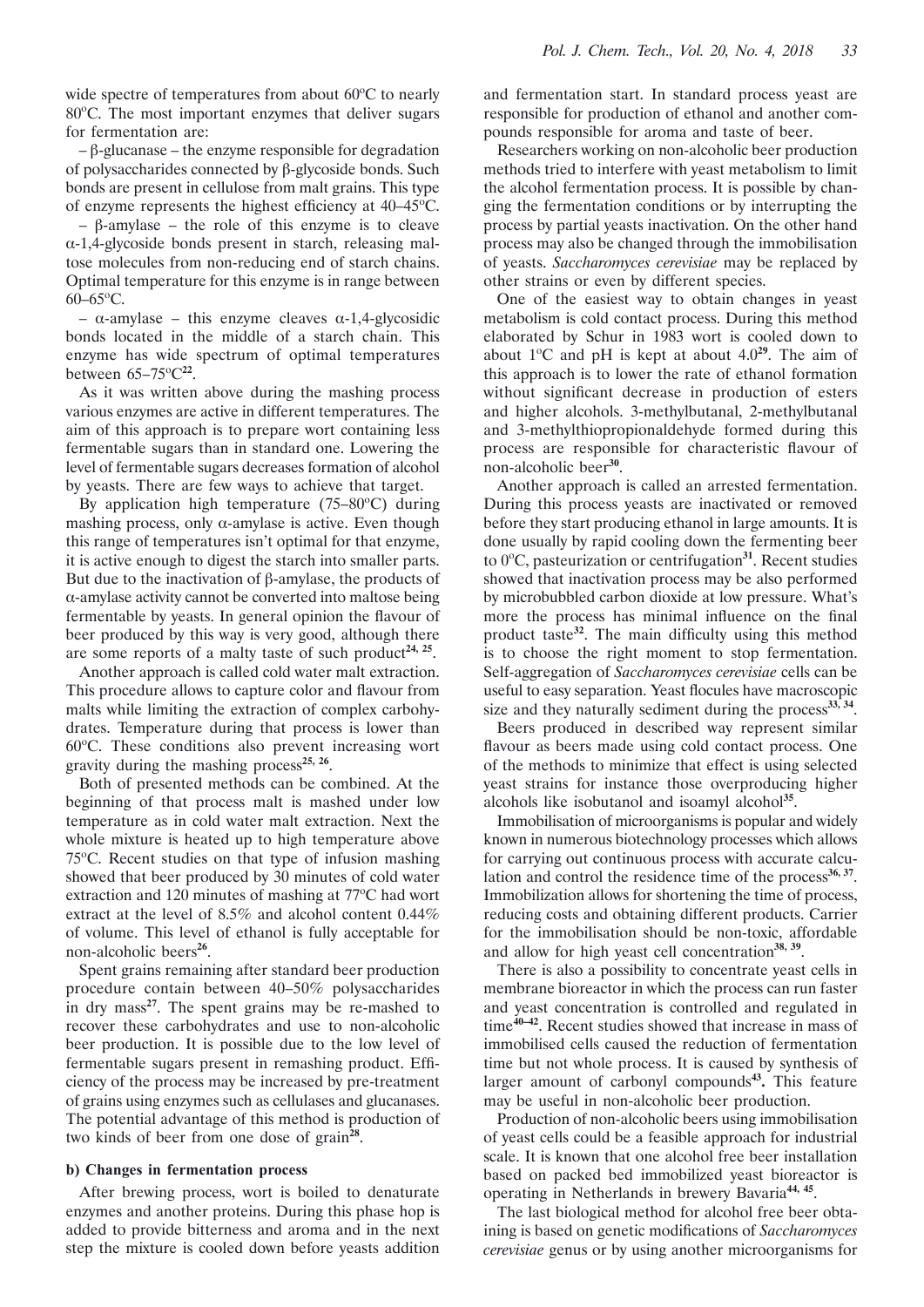wide spectre of temperatures from about 60°C to nearly 80°C. The most important enzymes that deliver sugars for fermentation are:

– β-glucanase – the enzyme responsible for degradation of polysaccharides connected by β-glycoside bonds. Such bonds are present in cellulose from malt grains. This type of enzyme represents the highest efficiency at 40–45°C.

– β-amylase – the role of this enzyme is to cleave α-1,4-glycoside bonds present in starch, releasing maltose molecules from non-reducing end of starch chains. Optimal temperature for this enzyme is in range between 60–65°C.

– α-amylase – this enzyme cleaves α-1,4-glycosidic bonds located in the middle of a starch chain. This enzyme has wide spectrum of optimal temperatures between 65–75°C[22].

As it was written above during the mashing process various enzymes are active in different temperatures. The aim of this approach is to prepare wort containing less fermentable sugars than in standard one. Lowering the level of fermentable sugars decreases formation of alcohol by yeasts. There are few ways to achieve that target.

By application high temperature (75–80°C) during mashing process, only α-amylase is active. Even though this range of temperatures isn't optimal for that enzyme, it is active enough to digest the starch into smaller parts. But due to the inactivation of β-amylase, the products of α-amylase activity cannot be converted into maltose being fermentable by yeasts. In general opinion the flavour of beer produced by this way is very good, although there are some reports of a malty taste of such product[24, 25].

Another approach is called cold water malt extraction. This procedure allows to capture color and flavour from malts while limiting the extraction of complex carbohydrates. Temperature during that process is lower than 60°C. These conditions also prevent increasing wort gravity during the mashing process[25, 26].

Both of presented methods can be combined. At the beginning of that process malt is mashed under low temperature as in cold water malt extraction. Next the whole mixture is heated up to high temperature above 75°C. Recent studies on that type of infusion mashing showed that beer produced by 30 minutes of cold water extraction and 120 minutes of mashing at 77°C had wort extract at the level of 8.5% and alcohol content 0.44% of volume. This level of ethanol is fully acceptable for non-alcoholic beers[26].

Spent grains remaining after standard beer production procedure contain between 40–50% polysaccharides in dry mass[27]. The spent grains may be re-mashed to recover these carbohydrates and use to non-alcoholic beer production. It is possible due to the low level of fermentable sugars present in remashing product. Efficiency of the process may be increased by pre-treatment of grains using enzymes such as cellulases and glucanases. The potential advantage of this method is production of two kinds of beer from one dose of grain[28].

### b) Changes in fermentation process

After brewing process, wort is boiled to denaturate enzymes and another proteins. During this phase hop is added to provide bitterness and aroma and in the next step the mixture is cooled down before yeasts addition and fermentation start. In standard process yeast are responsible for production of ethanol and another compounds responsible for aroma and taste of beer.

Researchers working on non-alcoholic beer production methods tried to interfere with yeast metabolism to limit the alcohol fermentation process. It is possible by changing the fermentation conditions or by interrupting the process by partial yeasts inactivation. On the other hand process may also be changed through the immobilisation of yeasts. *Saccharomyces cerevisiae* may be replaced by other strains or even by different species.

One of the easiest way to obtain changes in yeast metabolism is cold contact process. During this method elaborated by Schur in 1983 wort is cooled down to about 1°C and pH is kept at about 4.0[29]. The aim of this approach is to lower the rate of ethanol formation without significant decrease in production of esters and higher alcohols. 3-methylbutanal, 2-methylbutanal and 3-methylthiopropionaldehyde formed during this process are responsible for characteristic flavour of non-alcoholic beer[30].

Another approach is called an arrested fermentation. During this process yeasts are inactivated or removed before they start producing ethanol in large amounts. It is done usually by rapid cooling down the fermenting beer to 0°C, pasteurization or centrifugation[31]. Recent studies showed that inactivation process may be also performed by microbubbled carbon dioxide at low pressure. What's more the process has minimal influence on the final product taste[32]. The main difficulty using this method is to choose the right moment to stop fermentation. Self-aggregation of *Saccharomyces cerevisiae* cells can be useful to easy separation. Yeast flocules have macroscopic size and they naturally sediment during the process[33, 34].

Beers produced in described way represent similar flavour as beers made using cold contact process. One of the methods to minimize that effect is using selected yeast strains for instance those overproducing higher alcohols like isobutanol and isoamyl alcohol[35].

Immobilisation of microorganisms is popular and widely known in numerous biotechnology processes which allows for carrying out continuous process with accurate calculation and control the residence time of the process[36, 37]. Immobilization allows for shortening the time of process, reducing costs and obtaining different products. Carrier for the immobilisation should be non-toxic, affordable and allow for high yeast cell concentration[38, 39].

There is also a possibility to concentrate yeast cells in membrane bioreactor in which the process can run faster and yeast concentration is controlled and regulated in time[40–42]. Recent studies showed that increase in mass of immobilised cells caused the reduction of fermentation time but not whole process. It is caused by synthesis of larger amount of carbonyl compounds[43]. This feature may be useful in non-alcoholic beer production.

Production of non-alcoholic beers using immobilisation of yeast cells could be a feasible approach for industrial scale. It is known that one alcohol free beer installation based on packed bed immobilized yeast bioreactor is operating in Netherlands in brewery Bavaria[44, 45].

The last biological method for alcohol free beer obtaining is based on genetic modifications of *Saccharomyces cerevisiae* genus or by using another microorganisms for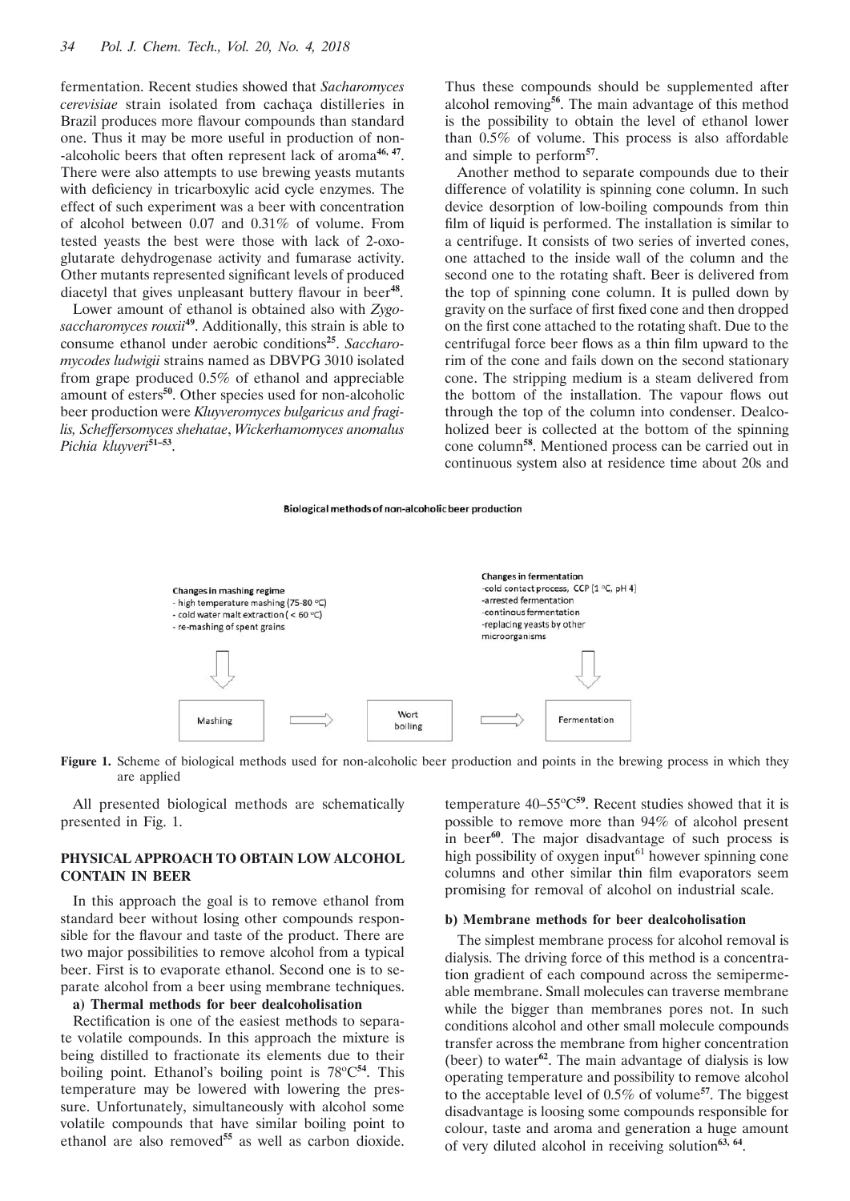fermentation. Recent studies showed that *Sacharomyces cerevisiae* strain isolated from cachaça distilleries in Brazil produces more flavour compounds than standard one. Thus it may be more useful in production of non-alcoholic beers that often represent lack of aroma[46, 47]. There were also attempts to use brewing yeasts mutants with deficiency in tricarboxylic acid cycle enzymes. The effect of such experiment was a beer with concentration of alcohol between 0.07 and 0.31% of volume. From tested yeasts the best were those with lack of 2-oxoglutarate dehydrogenase activity and fumarase activity. Other mutants represented significant levels of produced diacetyl that gives unpleasant buttery flavour in beer[48].

Lower amount of ethanol is obtained also with *Zygosaccharomyces rouxii*[49]. Additionally, this strain is able to consume ethanol under aerobic conditions[25]. *Saccharomycodes ludwigii* strains named as DBVPG 3010 isolated from grape produced 0.5% of ethanol and appreciable amount of esters[50]. Other species used for non-alcoholic beer production were *Kluyveromyces bulgaricus and fragilis, Scheffersomyces shehatae*, *Wickerhamomyces anomalus Pichia kluyveri*[51–53].

**Biological methods of non-alcoholic beer production**

Changes in mashing regime
- high temperature mashing (75-80 °C)
- cold water malt extraction (< 60 °C)
- re-mashing of spent grains

Changes in fermentation
- cold contact process, CCP (1 °C, pH 4)
- arrested fermentation
- continous fermentation
- replacing yeasts by other microorganisms

Mashing → Wort boiling → Fermentation

**Figure 1.** Scheme of biological methods used for non-alcoholic beer production and points in the brewing process in which they are applied

All presented biological methods are schematically presented in Fig. 1.

## PHYSICAL APPROACH TO OBTAIN LOW ALCOHOL CONTAIN IN BEER

In this approach the goal is to remove ethanol from standard beer without losing other compounds responsible for the flavour and taste of the product. There are two major possibilities to remove alcohol from a typical beer. First is to evaporate ethanol. Second one is to separate alcohol from a beer using membrane techniques.

### a) Thermal methods for beer dealcoholisation

Rectification is one of the easiest methods to separate volatile compounds. In this approach the mixture is being distilled to fractionate its elements due to their boiling point. Ethanol's boiling point is 78°C[54]. This temperature may be lowered with lowering the pressure. Unfortunately, simultaneously with alcohol some volatile compounds that have similar boiling point to ethanol are also removed[55] as well as carbon dioxide. Thus these compounds should be supplemented after alcohol removing[56]. The main advantage of this method is the possibility to obtain the level of ethanol lower than 0.5% of volume. This process is also affordable and simple to perform[57].

Another method to separate compounds due to their difference of volatility is spinning cone column. In such device desorption of low-boiling compounds from thin film of liquid is performed. The installation is similar to a centrifuge. It consists of two series of inverted cones, one attached to the inside wall of the column and the second one to the rotating shaft. Beer is delivered from the top of spinning cone column. It is pulled down by gravity on the surface of first fixed cone and then dropped on the first cone attached to the rotating shaft. Due to the centrifugal force beer flows as a thin film upward to the rim of the cone and fails down on the second stationary cone. The stripping medium is a steam delivered from the bottom of the installation. The vapour flows out through the top of the column into condenser. Dealcoholized beer is collected at the bottom of the spinning cone column[58]. Mentioned process can be carried out in continuous system also at residence time about 20s and temperature 40–55°C[59]. Recent studies showed that it is possible to remove more than 94% of alcohol present in beer[60]. The major disadvantage of such process is high possibility of oxygen input[61] however spinning cone columns and other similar thin film evaporators seem promising for removal of alcohol on industrial scale.

### b) Membrane methods for beer dealcoholisation

The simplest membrane process for alcohol removal is dialysis. The driving force of this method is a concentration gradient of each compound across the semipermeable membrane. Small molecules can traverse membrane while the bigger than membranes pores not. In such conditions alcohol and other small molecule compounds transfer across the membrane from higher concentration (beer) to water[62]. The main advantage of dialysis is low operating temperature and possibility to remove alcohol to the acceptable level of 0.5% of volume[57]. The biggest disadvantage is loosing some compounds responsible for colour, taste and aroma and generation a huge amount of very diluted alcohol in receiving solution[63, 64].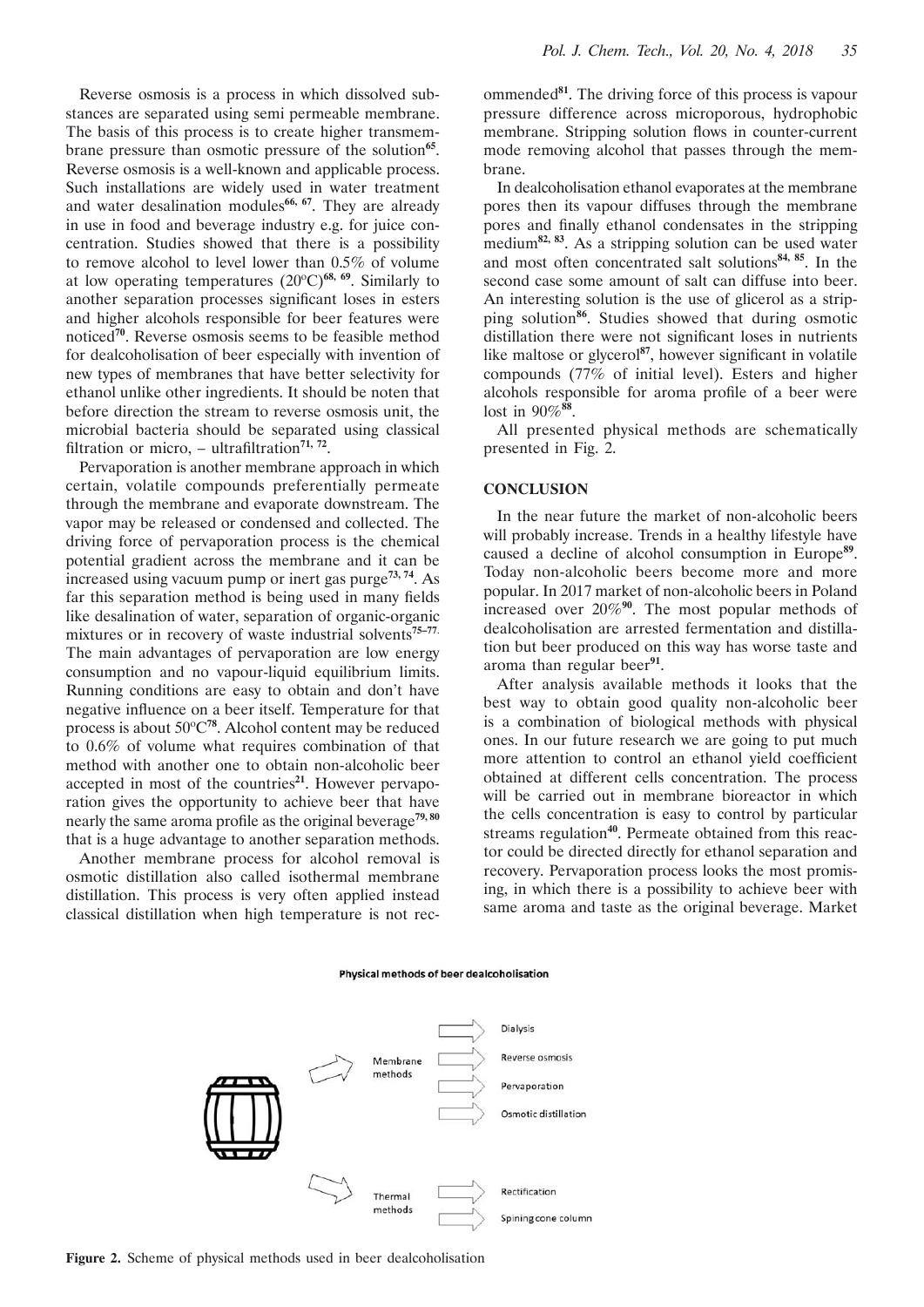Reverse osmosis is a process in which dissolved substances are separated using semi permeable membrane. The basis of this process is to create higher transmembrane pressure than osmotic pressure of the solution[65]. Reverse osmosis is a well-known and applicable process. Such installations are widely used in water treatment and water desalination modules[66, 67]. They are already in use in food and beverage industry e.g. for juice concentration. Studies showed that there is a possibility to remove alcohol to level lower than 0.5% of volume at low operating temperatures (20°C)[68, 69]. Similarly to another separation processes significant loses in esters and higher alcohols responsible for beer features were noticed[70]. Reverse osmosis seems to be feasible method for dealcoholisation of beer especially with invention of new types of membranes that have better selectivity for ethanol unlike other ingredients. It should be noten that before direction the stream to reverse osmosis unit, the microbial bacteria should be separated using classical filtration or micro, – ultrafiltration[71, 72].

Pervaporation is another membrane approach in which certain, volatile compounds preferentially permeate through the membrane and evaporate downstream. The vapor may be released or condensed and collected. The driving force of pervaporation process is the chemical potential gradient across the membrane and it can be increased using vacuum pump or inert gas purge[73, 74]. As far this separation method is being used in many fields like desalination of water, separation of organic-organic mixtures or in recovery of waste industrial solvents[75–77]. The main advantages of pervaporation are low energy consumption and no vapour-liquid equilibrium limits. Running conditions are easy to obtain and don't have negative influence on a beer itself. Temperature for that process is about 50°C[78]. Alcohol content may be reduced to 0.6% of volume what requires combination of that method with another one to obtain non-alcoholic beer accepted in most of the countries[21]. However pervaporation gives the opportunity to achieve beer that have nearly the same aroma profile as the original beverage[79, 80] that is a huge advantage to another separation methods.

Another membrane process for alcohol removal is osmotic distillation also called isothermal membrane distillation. This process is very often applied instead classical distillation when high temperature is not recommended[81]. The driving force of this process is vapour pressure difference across microporous, hydrophobic membrane. Stripping solution flows in counter-current mode removing alcohol that passes through the membrane.

In dealcoholisation ethanol evaporates at the membrane pores then its vapour diffuses through the membrane pores and finally ethanol condensates in the stripping medium[82, 83]. As a stripping solution can be used water and most often concentrated salt solutions[84, 85]. In the second case some amount of salt can diffuse into beer. An interesting solution is the use of glicerol as a stripping solution[86]. Studies showed that during osmotic distillation there were not significant loses in nutrients like maltose or glycerol[87], however significant in volatile compounds (77% of initial level). Esters and higher alcohols responsible for aroma profile of a beer were lost in 90%[88].

All presented physical methods are schematically presented in Fig. 2.

## CONCLUSION

In the near future the market of non-alcoholic beers will probably increase. Trends in a healthy lifestyle have caused a decline of alcohol consumption in Europe[89]. Today non-alcoholic beers become more and more popular. In 2017 market of non-alcoholic beers in Poland increased over 20%[90]. The most popular methods of dealcoholisation are arrested fermentation and distillation but beer produced on this way has worse taste and aroma than regular beer[91].

After analysis available methods it looks that the best way to obtain good quality non-alcoholic beer is a combination of biological methods with physical ones. In our future research we are going to put much more attention to control an ethanol yield coefficient obtained at different cells concentration. The process will be carried out in membrane bioreactor in which the cells concentration is easy to control by particular streams regulation[40]. Permeate obtained from this reactor could be directed directly for ethanol separation and recovery. Pervaporation process looks the most promising, in which there is a possibility to achieve beer with same aroma and taste as the original beverage. Market

Physical methods of beer dealcoholisation

- Membrane methods
  - Dialysis
  - Reverse osmosis
  - Pervaporation
  - Osmotic distillation
- Thermal methods
  - Rectification
  - Spining cone column

**Figure 2.** Scheme of physical methods used in beer dealcoholisation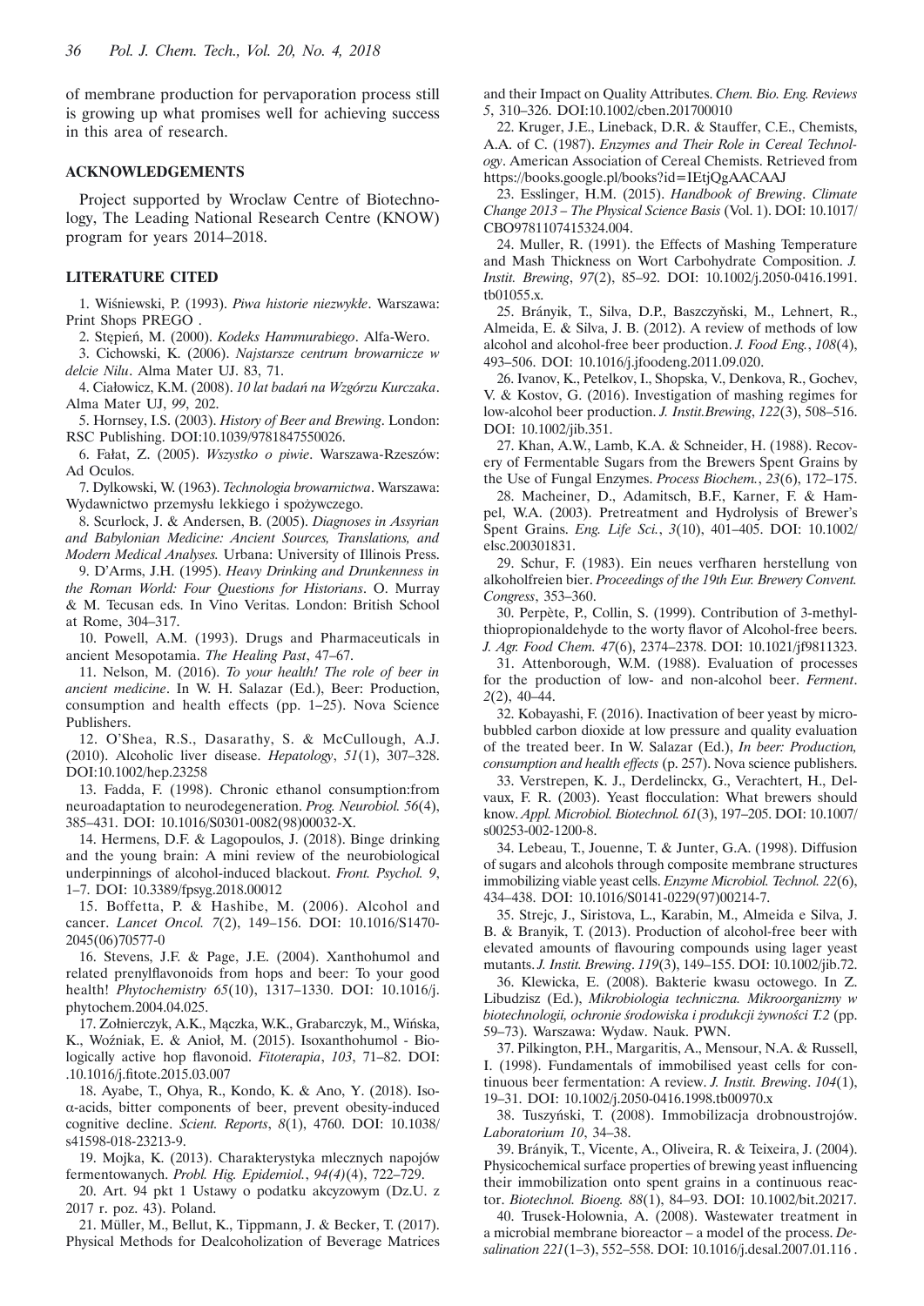of membrane production for pervaporation process still is growing up what promises well for achieving success in this area of research.

## ACKNOWLEDGEMENTS

Project supported by Wroclaw Centre of Biotechnology, The Leading National Research Centre (KNOW) program for years 2014–2018.

## LITERATURE CITED

1. Wiśniewski, P. (1993). *Piwa historie niezwykłe*. Warszawa: Print Shops PREGO .

2. Stępień, M. (2000). *Kodeks Hammurabiego*. Alfa-Wero.

3. Cichowski, K. (2006). *Najstarsze centrum browarnicze w delcie Nilu*. Alma Mater UJ. 83, 71.

4. Ciałowicz, K.M. (2008). *10 lat badań na Wzgórzu Kurczaka*. Alma Mater UJ, *99*, 202.

5. Hornsey, I.S. (2003). *History of Beer and Brewing*. London: RSC Publishing. DOI:10.1039/9781847550026.

6. Fałat, Z. (2005). *Wszystko o piwie*. Warszawa-Rzeszów: Ad Oculos.

7. Dylkowski, W. (1963). *Technologia browarnictwa*. Warszawa: Wydawnictwo przemysłu lekkiego i spożywczego.

8. Scurlock, J. & Andersen, B. (2005). *Diagnoses in Assyrian and Babylonian Medicine: Ancient Sources, Translations, and Modern Medical Analyses.* Urbana: University of Illinois Press.

9. D'Arms, J.H. (1995). *Heavy Drinking and Drunkenness in the Roman World: Four Questions for Historians*. O. Murray & M. Tecusan eds. In Vino Veritas. London: British School at Rome, 304–317.

10. Powell, A.M. (1993). Drugs and Pharmaceuticals in ancient Mesopotamia. *The Healing Past*, 47–67.

11. Nelson, M. (2016). *To your health! The role of beer in ancient medicine*. In W. H. Salazar (Ed.), Beer: Production, consumption and health effects (pp. 1–25). Nova Science Publishers.

12. O'Shea, R.S., Dasarathy, S. & McCullough, A.J. (2010). Alcoholic liver disease. *Hepatology*, *51*(1), 307–328. DOI:10.1002/hep.23258

13. Fadda, F. (1998). Chronic ethanol consumption:from neuroadaptation to neurodegeneration. *Prog. Neurobiol. 56*(4), 385–431. DOI: 10.1016/S0301-0082(98)00032-X.

14. Hermens, D.F. & Lagopoulos, J. (2018). Binge drinking and the young brain: A mini review of the neurobiological underpinnings of alcohol-induced blackout. *Front. Psychol. 9*, 1–7. DOI: 10.3389/fpsyg.2018.00012

15. Boffetta, P. & Hashibe, M. (2006). Alcohol and cancer. *Lancet Oncol. 7*(2), 149–156. DOI: 10.1016/S1470-2045(06)70577-0

16. Stevens, J.F. & Page, J.E. (2004). Xanthohumol and related prenylflavonoids from hops and beer: To your good health! *Phytochemistry 65*(10), 1317–1330. DOI: 10.1016/j.phytochem.2004.04.025.

17. Zołnierczyk, A.K., Mączka, W.K., Grabarczyk, M., Wińska, K., Woźniak, E. & Anioł, M. (2015). Isoxanthohumol - Biologically active hop flavonoid. *Fitoterapia*, *103*, 71–82. DOI: .10.1016/j.fitote.2015.03.007

18. Ayabe, T., Ohya, R., Kondo, K. & Ano, Y. (2018). Iso-α-acids, bitter components of beer, prevent obesity-induced cognitive decline. *Scient. Reports*, *8*(1), 4760. DOI: 10.1038/s41598-018-23213-9.

19. Mojka, K. (2013). Charakterystyka mlecznych napojów fermentowanych. *Probl. Hig. Epidemiol.*, *94(4)*(4), 722–729.

20. Art. 94 pkt 1 Ustawy o podatku akcyzowym (Dz.U. z 2017 r. poz. 43). Poland.

21. Müller, M., Bellut, K., Tippmann, J. & Becker, T. (2017). Physical Methods for Dealcoholization of Beverage Matrices and their Impact on Quality Attributes. *Chem. Bio. Eng. Reviews 5*, 310–326. DOI:10.1002/cben.201700010

22. Kruger, J.E., Lineback, D.R. & Stauffer, C.E., Chemists, A.A. of C. (1987). *Enzymes and Their Role in Cereal Technology*. American Association of Cereal Chemists. Retrieved from https://books.google.pl/books?id=IEtjQgAACAAJ

23. Esslinger, H.M. (2015). *Handbook of Brewing*. *Climate Change 2013 – The Physical Science Basis* (Vol. 1). DOI: 10.1017/CBO9781107415324.004.

24. Muller, R. (1991). the Effects of Mashing Temperature and Mash Thickness on Wort Carbohydrate Composition. *J. Instit. Brewing*, *97*(2), 85–92. DOI: 10.1002/j.2050-0416.1991.tb01055.x.

25. Brányik, T., Silva, D.P., Baszczyński, M., Lehnert, R., Almeida, E. & Silva, J. B. (2012). A review of methods of low alcohol and alcohol-free beer production. *J. Food Eng.*, *108*(4), 493–506. DOI: 10.1016/j.jfoodeng.2011.09.020.

26. Ivanov, K., Petelkov, I., Shopska, V., Denkova, R., Gochev, V. & Kostov, G. (2016). Investigation of mashing regimes for low-alcohol beer production. *J. Instit.Brewing*, *122*(3), 508–516. DOI: 10.1002/jib.351.

27. Khan, A.W., Lamb, K.A. & Schneider, H. (1988). Recovery of Fermentable Sugars from the Brewers Spent Grains by the Use of Fungal Enzymes. *Process Biochem.*, *23*(6), 172–175.

28. Macheiner, D., Adamitsch, B.F., Karner, F. & Hampel, W.A. (2003). Pretreatment and Hydrolysis of Brewer's Spent Grains. *Eng. Life Sci.*, *3*(10), 401–405. DOI: 10.1002/elsc.200301831.

29. Schur, F. (1983). Ein neues verfharen herstellung von alkoholfreien bier. *Proceedings of the 19th Eur. Brewery Convent. Congress*, 353–360.

30. Perpète, P., Collin, S. (1999). Contribution of 3-methylthiopropionaldehyde to the worty flavor of Alcohol-free beers. *J. Agr. Food Chem. 47*(6), 2374–2378. DOI: 10.1021/jf9811323.

31. Attenborough, W.M. (1988). Evaluation of processes for the production of low- and non-alcohol beer. *Ferment*. *2*(2), 40–44.

32. Kobayashi, F. (2016). Inactivation of beer yeast by microbubbled carbon dioxide at low pressure and quality evaluation of the treated beer. In W. Salazar (Ed.), *In beer: Production, consumption and health effects* (p. 257). Nova science publishers.

33. Verstrepen, K. J., Derdelinckx, G., Verachtert, H., Delvaux, F. R. (2003). Yeast flocculation: What brewers should know. *Appl. Microbiol. Biotechnol. 61*(3), 197–205. DOI: 10.1007/s00253-002-1200-8.

34. Lebeau, T., Jouenne, T. & Junter, G.A. (1998). Diffusion of sugars and alcohols through composite membrane structures immobilizing viable yeast cells. *Enzyme Microbiol. Technol. 22*(6), 434–438. DOI: 10.1016/S0141-0229(97)00214-7.

35. Strejc, J., Siristova, L., Karabin, M., Almeida e Silva, J. B. & Branyik, T. (2013). Production of alcohol-free beer with elevated amounts of flavouring compounds using lager yeast mutants. *J. Instit. Brewing*. *119*(3), 149–155. DOI: 10.1002/jib.72.

36. Klewicka, E. (2008). Bakterie kwasu octowego. In Z. Libudzisz (Ed.), *Mikrobiologia techniczna. Mikroorganizmy w biotechnologii, ochronie środowiska i produkcji żywności T.2* (pp. 59–73). Warszawa: Wydaw. Nauk. PWN.

37. Pilkington, P.H., Margaritis, A., Mensour, N.A. & Russell, I. (1998). Fundamentals of immobilised yeast cells for continuous beer fermentation: A review. *J. Instit. Brewing*. *104*(1), 19–31. DOI: 10.1002/j.2050-0416.1998.tb00970.x

38. Tuszyński, T. (2008). Immobilizacja drobnoustrojów. *Laboratorium 10*, 34–38.

39. Brányik, T., Vicente, A., Oliveira, R. & Teixeira, J. (2004). Physicochemical surface properties of brewing yeast influencing their immobilization onto spent grains in a continuous reactor. *Biotechnol. Bioeng. 88*(1), 84–93. DOI: 10.1002/bit.20217.

40. Trusek-Holownia, A. (2008). Wastewater treatment in a microbial membrane bioreactor – a model of the process. *Desalination 221*(1–3), 552–558. DOI: 10.1016/j.desal.2007.01.116 .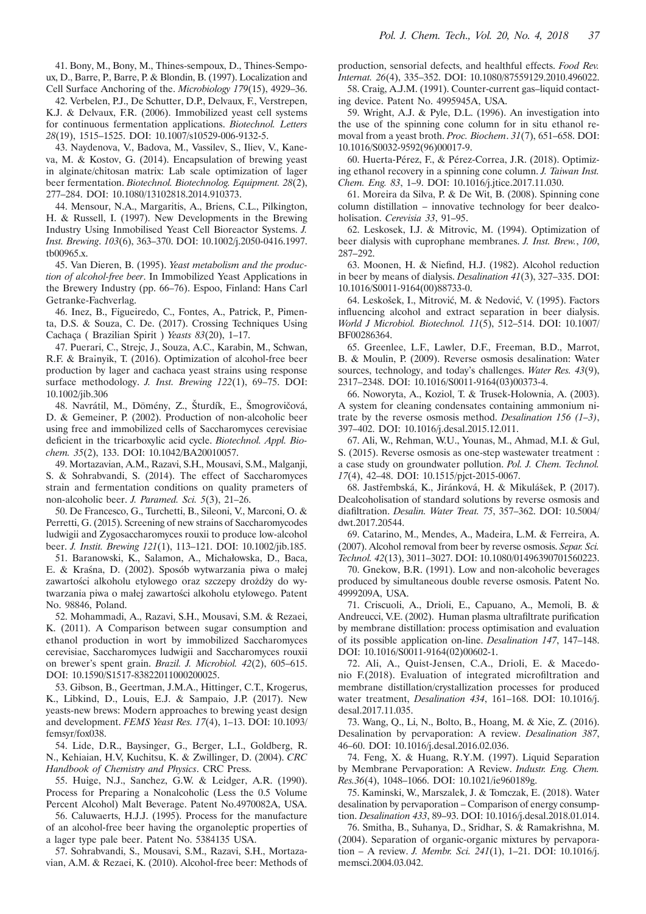41. Bony, M., Bony, M., Thines-sempoux, D., Thines-Sempoux, D., Barre, P., Barre, P. & Blondin, B. (1997). Localization and Cell Surface Anchoring of the. *Microbiology 179*(15), 4929–36.

42. Verbelen, P.J., De Schutter, D.P., Delvaux, F., Verstrepen, K.J. & Delvaux, F.R. (2006). Immobilized yeast cell systems for continuous fermentation applications. *Biotechnol. Letters 28*(19), 1515–1525. DOI: 10.1007/s10529-006-9132-5.

43. Naydenova, V., Badova, M., Vassilev, S., Iliev, V., Kaneva, M. & Kostov, G. (2014). Encapsulation of brewing yeast in alginate/chitosan matrix: Lab scale optimization of lager beer fermentation. *Biotechnol. Biotechnolog. Equipment. 28*(2), 277–284. DOI: 10.1080/13102818.2014.910373.

44. Mensour, N.A., Margaritis, A., Briens, C.L., Pilkington, H. & Russell, I. (1997). New Developments in the Brewing Industry Using Inmobilised Yeast Cell Bioreactor Systems. *J. Inst. Brewing. 103*(6), 363–370. DOI: 10.1002/j.2050-0416.1997.tb00965.x.

45. Van Dieren, B. (1995). *Yeast metabolism and the production of alcohol-free beer*. In Immobilized Yeast Applications in the Brewery Industry (pp. 66–76). Espoo, Finland: Hans Carl Getranke-Fachverlag.

46. Inez, B., Figueiredo, C., Fontes, A., Patrick, P., Pimenta, D.S. & Souza, C. De. (2017). Crossing Techniques Using Cachaça ( Brazilian Spirit ) *Yeasts 83*(20), 1–17.

47. Puerari, C., Strejc, J., Souza, A.C., Karabin, M., Schwan, R.F. & Brainyik, T. (2016). Optimization of alcohol-free beer production by lager and cachaca yeast strains using response surface methodology. *J. Inst. Brewing 122*(1), 69–75. DOI: 10.1002/jib.306

48. Navrátil, M., Dömény, Z., Šturdík, E., Šmogrovičová, D. & Gemeiner, P. (2002). Production of non-alcoholic beer using free and immobilized cells of Saccharomyces cerevisiae deficient in the tricarboxylic acid cycle. *Biotechnol. Appl. Biochem. 35*(2), 133. DOI: 10.1042/BA20010057.

49. Mortazavian, A.M., Razavi, S.H., Mousavi, S.M., Malganji, S. & Sohrabvandi, S. (2014). The effect of Saccharomyces strain and fermentation conditions on quality prameters of non-alcoholic beer. *J. Paramed. Sci. 5*(3), 21–26.

50. De Francesco, G., Turchetti, B., Sileoni, V., Marconi, O. & Perretti, G. (2015). Screening of new strains of Saccharomycodes ludwigii and Zygosaccharomyces rouxii to produce low-alcohol beer. *J. Instit. Brewing 121*(1), 113–121. DOI: 10.1002/jib.185.

51. Baranowski, K., Salamon, A., Michałowska, D., Baca, E. & Kraśna, D. (2002). Sposób wytwarzania piwa o małej zawartości alkoholu etylowego oraz szczepy drożdży do wytwarzania piwa o małej zawartości alkoholu etylowego. Patent No. 98846, Poland.

52. Mohammadi, A., Razavi, S.H., Mousavi, S.M. & Rezaei, K. (2011). A Comparison between sugar consumption and ethanol production in wort by immobilized Saccharomyces cerevisiae, Saccharomyces ludwigii and Saccharomyces rouxii on brewer's spent grain. *Brazil. J. Microbiol. 42*(2), 605–615. DOI: 10.1590/S1517-83822011000200025.

53. Gibson, B., Geertman, J.M.A., Hittinger, C.T., Krogerus, K., Libkind, D., Louis, E.J. & Sampaio, J.P. (2017). New yeasts-new brews: Modern approaches to brewing yeast design and development. *FEMS Yeast Res. 17*(4), 1–13. DOI: 10.1093/femsyr/fox038.

54. Lide, D.R., Baysinger, G., Berger, L.I., Goldberg, R. N., Kehiaian, H.V, Kuchitsu, K. & Zwillinger, D. (2004). *CRC Handbook of Chemistry and Physics*. CRC Press.

55. Huige, N.J., Sanchez, G.W. & Leidger, A.R. (1990). Process for Preparing a Nonalcoholic (Less the 0.5 Volume Percent Alcohol) Malt Beverage. Patent No.4970082A, USA.

56. Caluwaerts, H.J.J. (1995). Process for the manufacture of an alcohol-free beer having the organoleptic properties of a lager type pale beer. Patent No. 5384135 USA.

57. Sohrabvandi, S., Mousavi, S.M., Razavi, S.H., Mortazavian, A.M. & Rezaei, K. (2010). Alcohol-free beer: Methods of production, sensorial defects, and healthful effects. *Food Rev. Internat. 26*(4), 335–352. DOI: 10.1080/87559129.2010.496022.

58. Craig, A.J.M. (1991). Counter-current gas–liquid contacting device. Patent No. 4995945A, USA.

59. Wright, A.J. & Pyle, D.L. (1996). An investigation into the use of the spinning cone column for in situ ethanol removal from a yeast broth. *Proc. Biochem*. *31*(7), 651–658. DOI: 10.1016/S0032-9592(96)00017-9.

60. Huerta-Pérez, F., & Pérez-Correa, J.R. (2018). Optimizing ethanol recovery in a spinning cone column. *J. Taiwan Inst. Chem. Eng. 83*, 1–9. DOI: 10.1016/j.jtice.2017.11.030.

61. Moreira da Silva, P. & De Wit, B. (2008). Spinning cone column distillation – innovative technology for beer dealcoholisation. *Cerevisia 33*, 91–95.

62. Leskosek, I.J. & Mitrovic, M. (1994). Optimization of beer dialysis with cuprophane membranes. *J. Inst. Brew.*, *100*, 287–292.

63. Moonen, H. & Niefind, H.J. (1982). Alcohol reduction in beer by means of dialysis. *Desalination 41*(3), 327–335. DOI: 10.1016/S0011-9164(00)88733-0.

64. Leskošek, I., Mitrović, M. & Nedović, V. (1995). Factors influencing alcohol and extract separation in beer dialysis. *World J Microbiol. Biotechnol. 11*(5), 512–514. DOI: 10.1007/BF00286364.

65. Greenlee, L.F., Lawler, D.F., Freeman, B.D., Marrot, B. & Moulin, P. (2009). Reverse osmosis desalination: Water sources, technology, and today's challenges. *Water Res. 43*(9), 2317–2348. DOI: 10.1016/S0011-9164(03)00373-4.

66. Noworyta, A., Koziol, T. & Trusek-Holownia, A. (2003). A system for cleaning condensates containing ammonium nitrate by the reverse osmosis method. *Desalination 156 (1–3)*, 397–402. DOI: 10.1016/j.desal.2015.12.011.

67. Ali, W., Rehman, W.U., Younas, M., Ahmad, M.I. & Gul, S. (2015). Reverse osmosis as one-step wastewater treatment : a case study on groundwater pollution. *Pol. J. Chem. Technol. 17*(4), 42–48. DOI: 10.1515/pjct-2015-0067.

68. Jastřembská, K., Jiránková, H. & Mikulášek, P. (2017). Dealcoholisation of standard solutions by reverse osmosis and diafiltration. *Desalin. Water Treat. 75*, 357–362. DOI: 10.5004/dwt.2017.20544.

69. Catarino, M., Mendes, A., Madeira, L.M. & Ferreira, A. (2007). Alcohol removal from beer by reverse osmosis. *Separ. Sci. Technol. 42*(13), 3011–3027. DOI: 10.1080/01496390701560223.

70. Gnekow, B.R. (1991). Low and non-alcoholic beverages produced by simultaneous double reverse osmosis. Patent No. 4999209A, USA.

71. Criscuoli, A., Drioli, E., Capuano, A., Memoli, B. & Andreucci, V.E. (2002). Human plasma ultrafiltrate purification by membrane distillation: process optimisation and evaluation of its possible application on-line. *Desalination 147*, 147–148. DOI: 10.1016/S0011-9164(02)00602-1.

72. Ali, A., Quist-Jensen, C.A., Drioli, E. & Macedonio F.(2018). Evaluation of integrated microfiltration and membrane distillation/crystallization processes for produced water treatment, *Desalination 434*, 161–168. DOI: 10.1016/j.desal.2017.11.035.

73. Wang, Q., Li, N., Bolto, B., Hoang, M. & Xie, Z. (2016). Desalination by pervaporation: A review. *Desalination 387*, 46–60. DOI: 10.1016/j.desal.2016.02.036.

74. Feng, X. & Huang, R.Y.M. (1997). Liquid Separation by Membrane Pervaporation: A Review. *Industr. Eng. Chem. Res.36*(4), 1048–1066. DOI: 10.1021/ie960189g.

75. Kaminski, W., Marszalek, J. & Tomczak, E. (2018). Water desalination by pervaporation – Comparison of energy consumption. *Desalination 433*, 89–93. DOI: 10.1016/j.desal.2018.01.014.

76. Smitha, B., Suhanya, D., Sridhar, S. & Ramakrishna, M. (2004). Separation of organic-organic mixtures by pervaporation – A review. *J. Membr. Sci. 241*(1), 1–21. DOI: 10.1016/j.memsci.2004.03.042.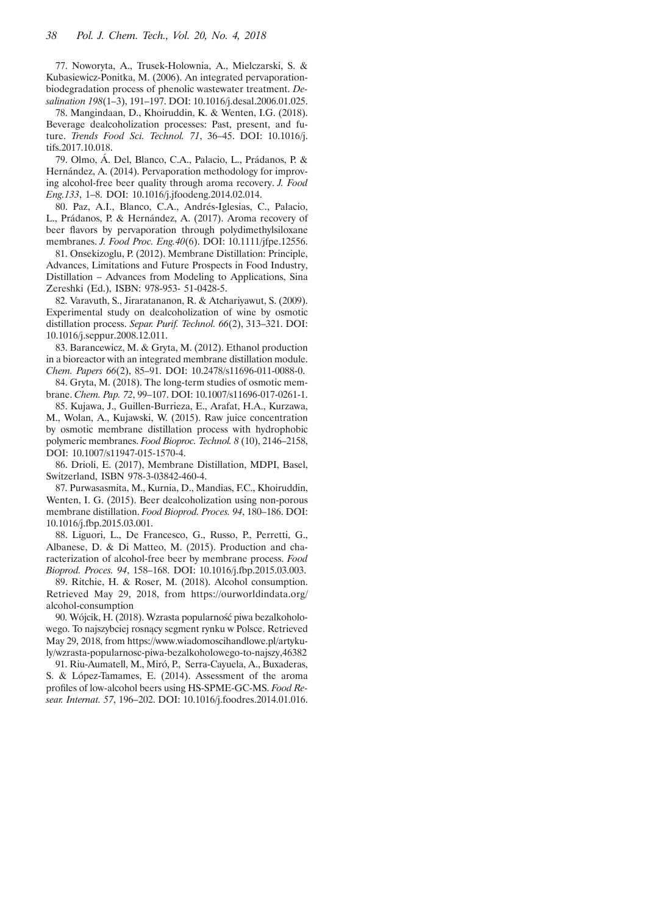77. Noworyta, A., Trusek-Holownia, A., Mielczarski, S. & Kubasiewicz-Ponitka, M. (2006). An integrated pervaporation-biodegradation process of phenolic wastewater treatment. *Desalination 198*(1–3), 191–197. DOI: 10.1016/j.desal.2006.01.025.

78. Mangindaan, D., Khoiruddin, K. & Wenten, I.G. (2018). Beverage dealcoholization processes: Past, present, and future. *Trends Food Sci. Technol. 71*, 36–45. DOI: 10.1016/j.tifs.2017.10.018.

79. Olmo, Á. Del, Blanco, C.A., Palacio, L., Prádanos, P. & Hernández, A. (2014). Pervaporation methodology for improving alcohol-free beer quality through aroma recovery. *J. Food Eng.133*, 1–8. DOI: 10.1016/j.jfoodeng.2014.02.014.

80. Paz, A.I., Blanco, C.A., Andrés-Iglesias, C., Palacio, L., Prádanos, P. & Hernández, A. (2017). Aroma recovery of beer flavors by pervaporation through polydimethylsiloxane membranes. *J. Food Proc. Eng.40*(6). DOI: 10.1111/jfpe.12556.

81. Onsekizoglu, P. (2012). Membrane Distillation: Principle, Advances, Limitations and Future Prospects in Food Industry, Distillation – Advances from Modeling to Applications, Sina Zereshki (Ed.), ISBN: 978-953- 51-0428-5.

82. Varavuth, S., Jiraratananon, R. & Atchariyawut, S. (2009). Experimental study on dealcoholization of wine by osmotic distillation process. *Separ. Purif. Technol. 66*(2), 313–321. DOI: 10.1016/j.seppur.2008.12.011.

83. Barancewicz, M. & Gryta, M. (2012). Ethanol production in a bioreactor with an integrated membrane distillation module. *Chem. Papers 66*(2), 85–91. DOI: 10.2478/s11696-011-0088-0.

84. Gryta, M. (2018). The long-term studies of osmotic membrane. *Chem. Pap. 72*, 99–107. DOI: 10.1007/s11696-017-0261-1.

85. Kujawa, J., Guillen-Burrieza, E., Arafat, H.A., Kurzawa, M., Wolan, A., Kujawski, W. (2015). Raw juice concentration by osmotic membrane distillation process with hydrophobic polymeric membranes. *Food Bioproc. Technol. 8* (10), 2146–2158, DOI: 10.1007/s11947-015-1570-4.

86. Drioli, E. (2017), Membrane Distillation, MDPI, Basel, Switzerland, ISBN 978-3-03842-460-4.

87. Purwasasmita, M., Kurnia, D., Mandias, F.C., Khoiruddin, Wenten, I. G. (2015). Beer dealcoholization using non-porous membrane distillation. *Food Bioprod. Proces. 94*, 180–186. DOI: 10.1016/j.fbp.2015.03.001.

88. Liguori, L., De Francesco, G., Russo, P., Perretti, G., Albanese, D. & Di Matteo, M. (2015). Production and characterization of alcohol-free beer by membrane process. *Food Bioprod. Proces. 94*, 158–168. DOI: 10.1016/j.fbp.2015.03.003.

89. Ritchie, H. & Roser, M. (2018). Alcohol consumption. Retrieved May 29, 2018, from https://ourworldindata.org/alcohol-consumption

90. Wójcik, H. (2018). Wzrasta popularność piwa bezalkoholowego. To najszybciej rosnący segment rynku w Polsce. Retrieved May 29, 2018, from https://www.wiadomoscihandlowe.pl/artykuly/wzrasta-popularnosc-piwa-bezalkoholowego-to-najszy,46382

91. Riu-Aumatell, M., Miró, P., Serra-Cayuela, A., Buxaderas, S. & López-Tamames, E. (2014). Assessment of the aroma profiles of low-alcohol beers using HS-SPME-GC-MS. *Food Resear. Internat. 57*, 196–202. DOI: 10.1016/j.foodres.2014.01.016.